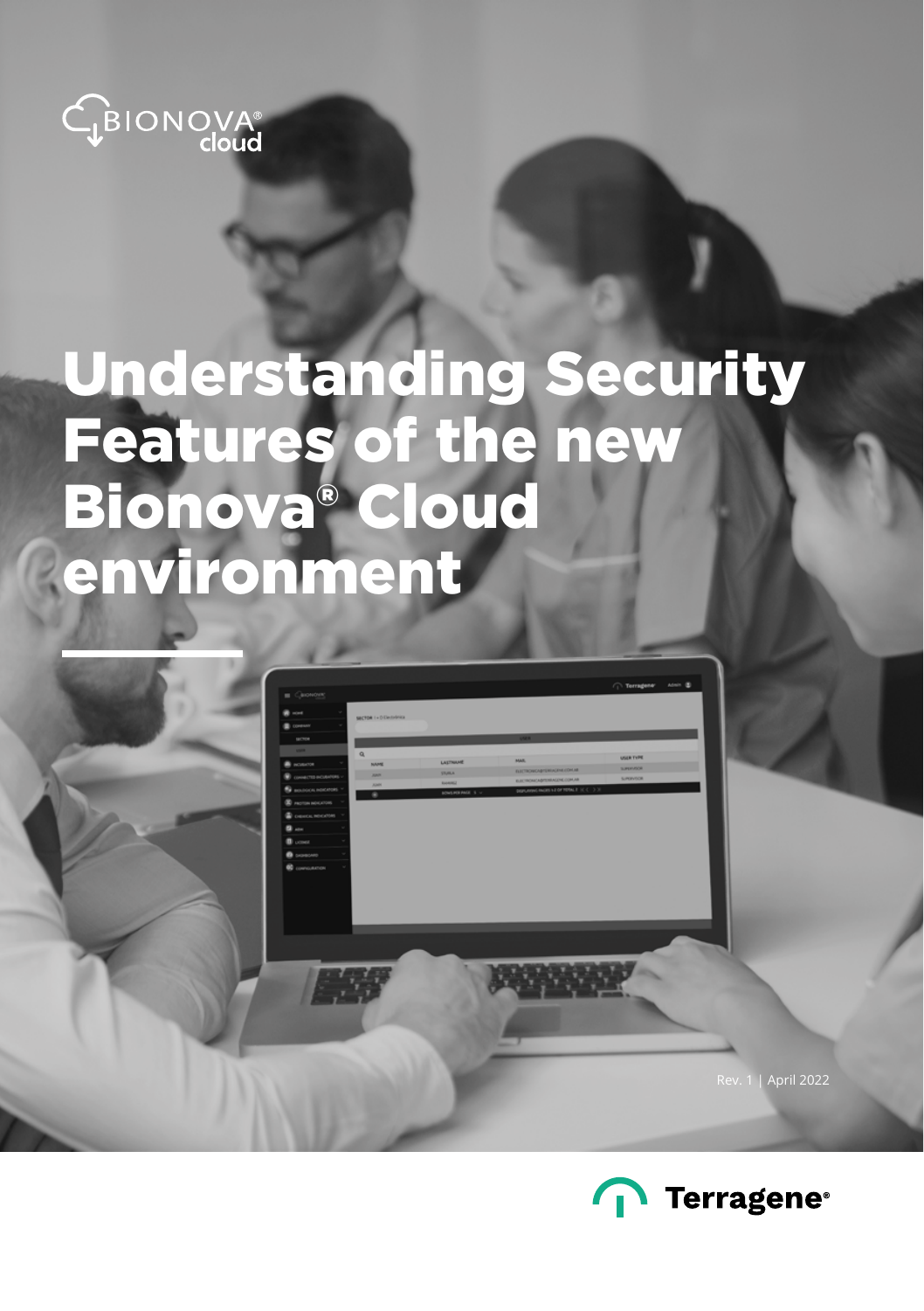BIONOVA® cloud

# Understanding Security Features of the new Bionova® Cloud environment

Rev. 1 | April 2022

Terragene®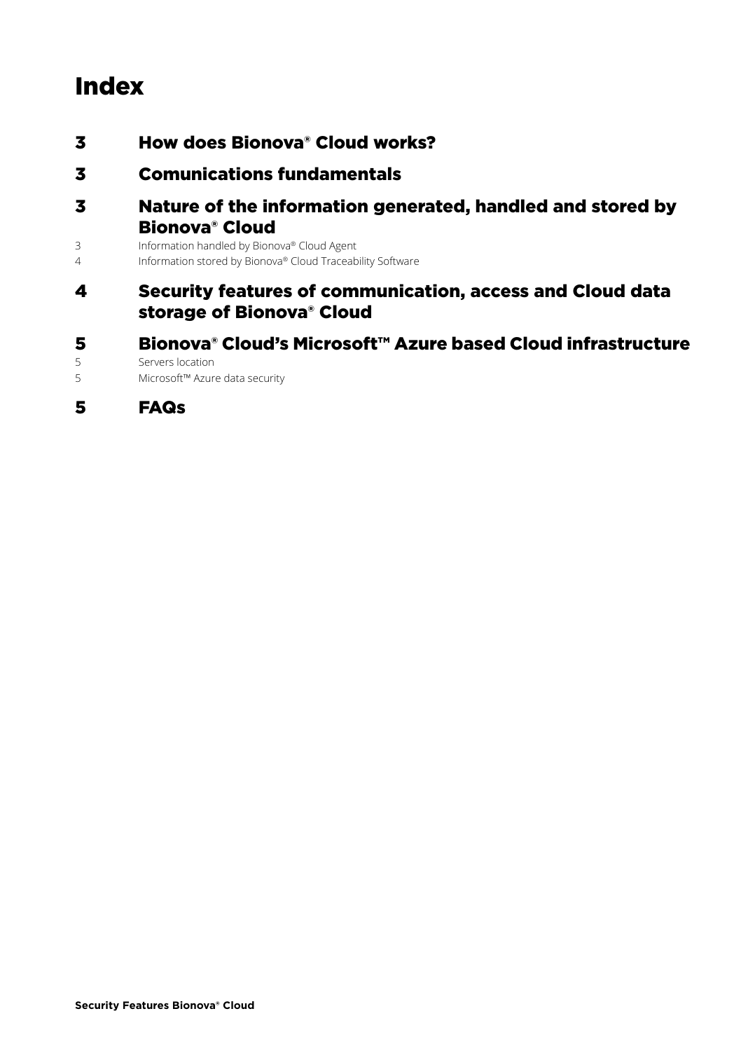# Index

| | |
|---|---|
| **3** | **How does Bionova® Cloud works?** |
| **3** | **Comunications fundamentals** |
| **3** | **Nature of the information generated, handled and stored by Bionova® Cloud** |
| 3 | Information handled by Bionova® Cloud Agent |
| 4 | Information stored by Bionova® Cloud Traceability Software |
| **4** | **Security features of communication, access and Cloud data storage of Bionova® Cloud** |
| **5** | **Bionova® Cloud's Microsoft™ Azure based Cloud infrastructure** |
| 5 | Servers location |
| 5 | Microsoft™ Azure data security |
| **5** | **FAQs** |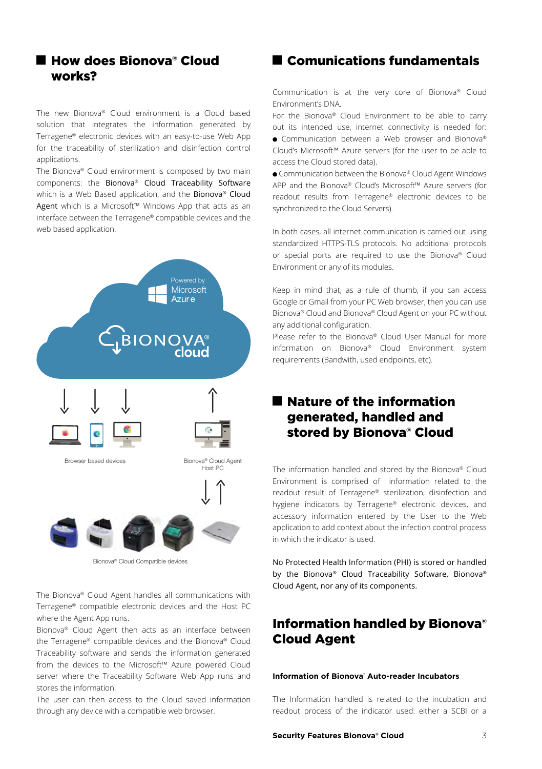## How does Bionova® Cloud works?

The new Bionova® Cloud environment is a Cloud based solution that integrates the information generated by Terragene® electronic devices with an easy-to-use Web App for the traceability of sterilization and disinfection control applications.

The Bionova® Cloud environment is composed by two main components: the Bionova® Cloud Traceability Software which is a Web Based application, and the Bionova® Cloud Agent which is a Microsoft™ Windows App that acts as an interface between the Terragene® compatible devices and the web based application.

Browser based devices

Bionova® Cloud Agent Host PC

Bionova® Cloud Compatible devices

The Bionova® Cloud Agent handles all communications with Terragene® compatible electronic devices and the Host PC where the Agent App runs.

Bionova® Cloud Agent then acts as an interface between the Terragene® compatible devices and the Bionova® Cloud Traceability software and sends the information generated from the devices to the Microsoft™ Azure powered Cloud server where the Traceability Software Web App runs and stores the information.

The user can then access to the Cloud saved information through any device with a compatible web browser.

## Comunications fundamentals

Communication is at the very core of Bionova® Cloud Environment's DNA.

For the Bionova® Cloud Environment to be able to carry out its intended use, internet connectivity is needed for:

- Communication between a Web browser and Bionova® Cloud's Microsoft™ Azure servers (for the user to be able to access the Cloud stored data).
- Communication between the Bionova® Cloud Agent Windows APP and the Bionova® Cloud's Microsoft™ Azure servers (for readout results from Terragene® electronic devices to be synchronized to the Cloud Servers).

In both cases, all internet communication is carried out using standardized HTTPS-TLS protocols. No additional protocols or special ports are required to use the Bionova® Cloud Environment or any of its modules.

Keep in mind that, as a rule of thumb, if you can access Google or Gmail from your PC Web browser, then you can use Bionova® Cloud and Bionova® Cloud Agent on your PC without any additional configuration.

Please refer to the Bionova® Cloud User Manual for more information on Bionova® Cloud Environment system requirements (Bandwith, used endpoints, etc).

## Nature of the information generated, handled and stored by Bionova® Cloud

The information handled and stored by the Bionova® Cloud Environment is comprised of information related to the readout result of Terragene® sterilization, disinfection and hygiene indicators by Terragene® electronic devices, and accessory information entered by the User to the Web application to add context about the infection control process in which the indicator is used.

No Protected Health Information (PHI) is stored or handled by the Bionova® Cloud Traceability Software, Bionova® Cloud Agent, nor any of its components.

## Information handled by Bionova® Cloud Agent

**Information of Bionova® Auto-reader Incubators**

The Information handled is related to the incubation and readout process of the indicator used: either a SCBI or a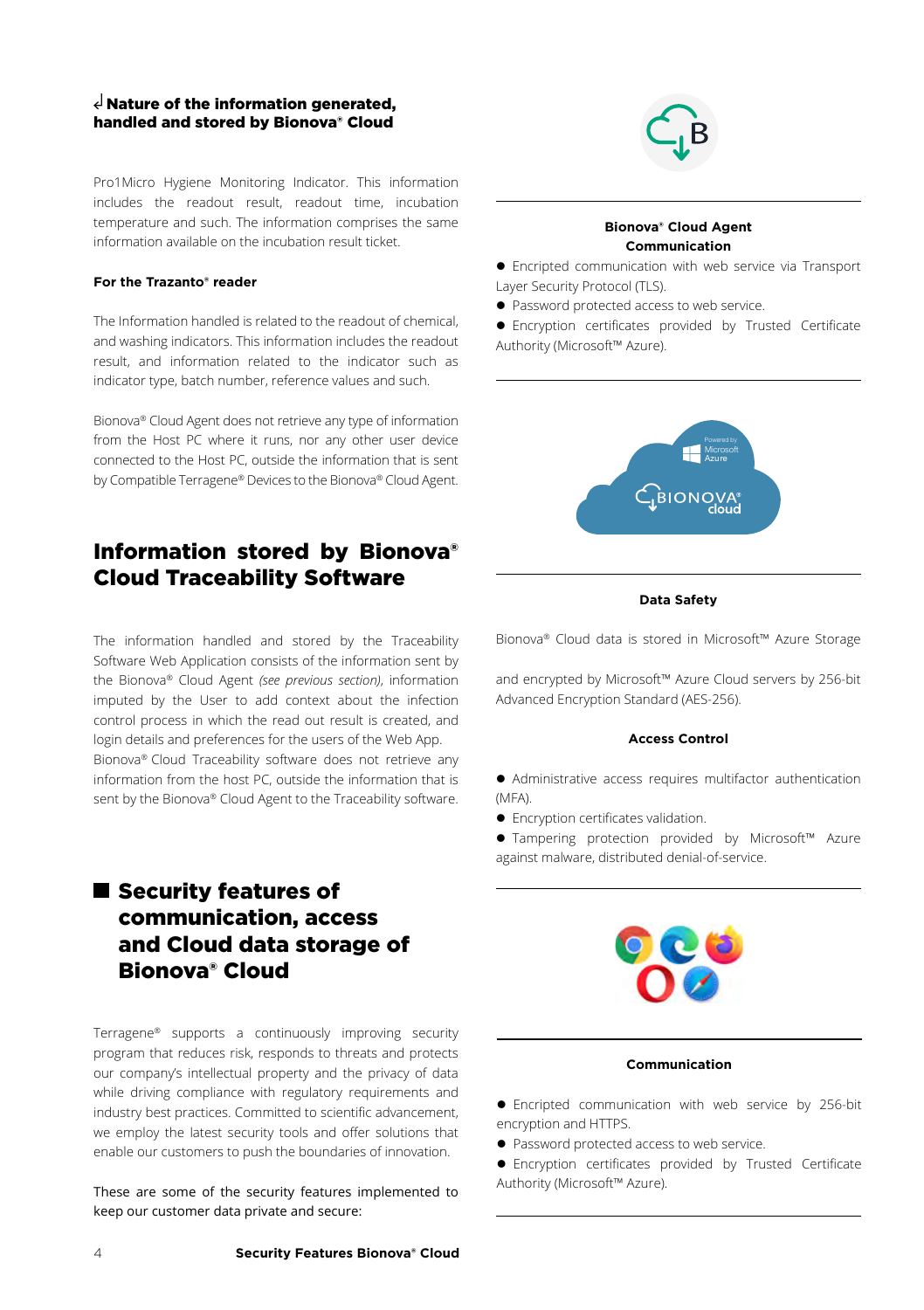## Nature of the information generated, handled and stored by Bionova® Cloud

Pro1Micro Hygiene Monitoring Indicator. This information includes the readout result, readout time, incubation temperature and such. The information comprises the same information available on the incubation result ticket.

**For the Trazanto® reader**

The Information handled is related to the readout of chemical, and washing indicators. This information includes the readout result, and information related to the indicator such as indicator type, batch number, reference values and such.

Bionova® Cloud Agent does not retrieve any type of information from the Host PC where it runs, nor any other user device connected to the Host PC, outside the information that is sent by Compatible Terragene® Devices to the Bionova® Cloud Agent.

# Information stored by Bionova® Cloud Traceability Software

The information handled and stored by the Traceability Software Web Application consists of the information sent by the Bionova® Cloud Agent *(see previous section)*, information imputed by the User to add context about the infection control process in which the read out result is created, and login details and preferences for the users of the Web App. Bionova® Cloud Traceability software does not retrieve any information from the host PC, outside the information that is sent by the Bionova® Cloud Agent to the Traceability software.

# Security features of communication, access and Cloud data storage of Bionova® Cloud

Terragene® supports a continuously improving security program that reduces risk, responds to threats and protects our company's intellectual property and the privacy of data while driving compliance with regulatory requirements and industry best practices. Committed to scientific advancement, we employ the latest security tools and offer solutions that enable our customers to push the boundaries of innovation.

These are some of the security features implemented to keep our customer data private and secure:

**Bionova® Cloud Agent Communication**

- Encripted communication with web service via Transport Layer Security Protocol (TLS).
- Password protected access to web service.
- Encryption certificates provided by Trusted Certificate Authority (Microsoft™ Azure).

**Data Safety**

Bionova® Cloud data is stored in Microsoft™ Azure Storage

and encrypted by Microsoft™ Azure Cloud servers by 256-bit Advanced Encryption Standard (AES-256).

**Access Control**

- Administrative access requires multifactor authentication (MFA).
- Encryption certificates validation.
- Tampering protection provided by Microsoft™ Azure against malware, distributed denial-of-service.

**Communication**

- Encripted communication with web service by 256-bit encryption and HTTPS.
- Password protected access to web service.
- Encryption certificates provided by Trusted Certificate Authority (Microsoft™ Azure).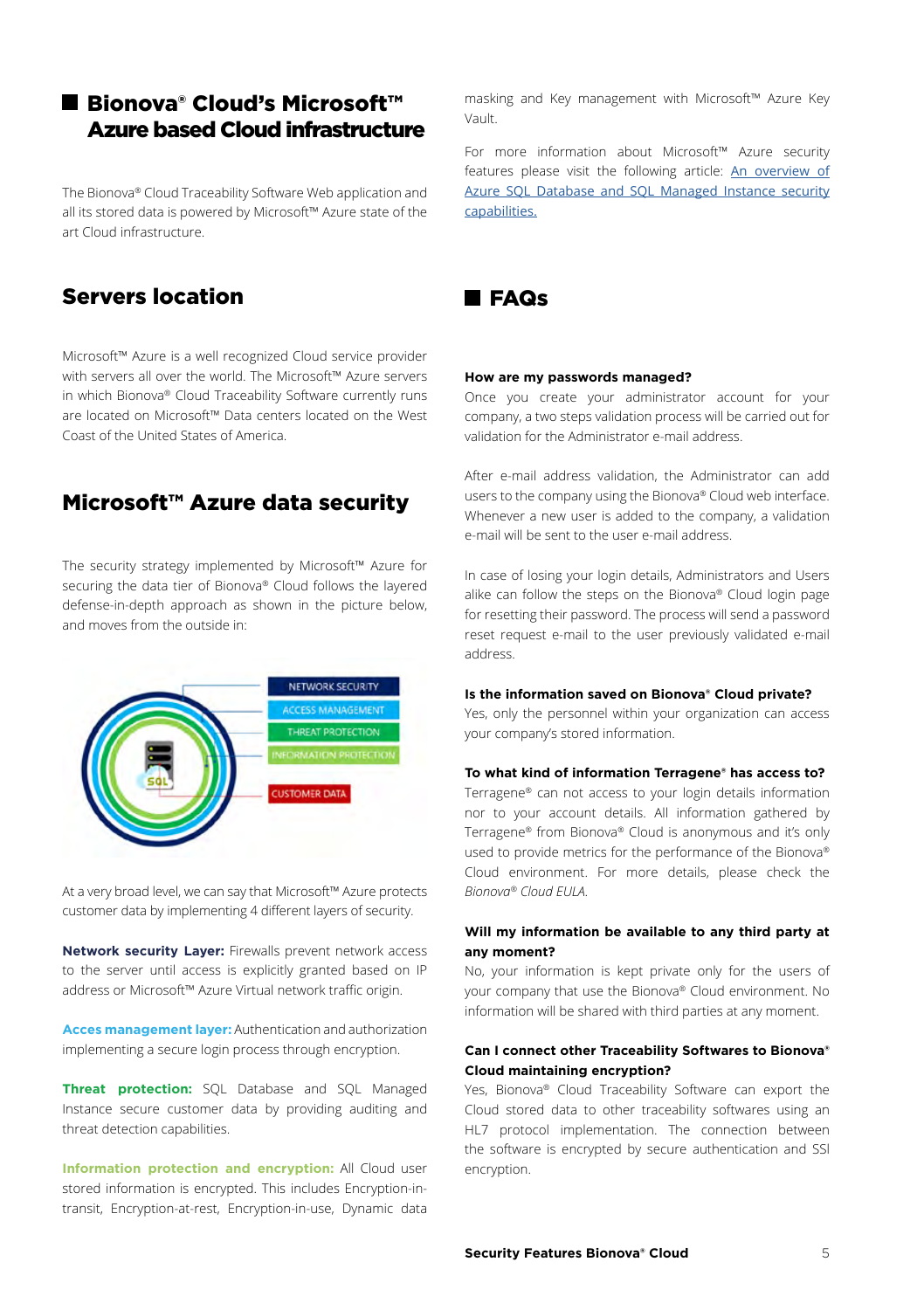## Bionova® Cloud's Microsoft™ Azure based Cloud infrastructure

The Bionova® Cloud Traceability Software Web application and all its stored data is powered by Microsoft™ Azure state of the art Cloud infrastructure.

## Servers location

Microsoft™ Azure is a well recognized Cloud service provider with servers all over the world. The Microsoft™ Azure servers in which Bionova® Cloud Traceability Software currently runs are located on Microsoft™ Data centers located on the West Coast of the United States of America.

## Microsoft™ Azure data security

The security strategy implemented by Microsoft™ Azure for securing the data tier of Bionova® Cloud follows the layered defense-in-depth approach as shown in the picture below, and moves from the outside in:

NETWORK SECURITY
ACCESS MANAGEMENT
THREAT PROTECTION
INFORMATION PROTECTION
CUSTOMER DATA

At a very broad level, we can say that Microsoft™ Azure protects customer data by implementing 4 different layers of security.

**Network security Layer:** Firewalls prevent network access to the server until access is explicitly granted based on IP address or Microsoft™ Azure Virtual network traffic origin.

**Acces management layer:** Authentication and authorization implementing a secure login process through encryption.

**Threat protection:** SQL Database and SQL Managed Instance secure customer data by providing auditing and threat detection capabilities.

**Information protection and encryption:** All Cloud user stored information is encrypted. This includes Encryption-in-transit, Encryption-at-rest, Encryption-in-use, Dynamic data masking and Key management with Microsoft™ Azure Key Vault.

For more information about Microsoft™ Azure security features please visit the following article: An overview of Azure SQL Database and SQL Managed Instance security capabilities.

## FAQs

**How are my passwords managed?**
Once you create your administrator account for your company, a two steps validation process will be carried out for validation for the Administrator e-mail address.

After e-mail address validation, the Administrator can add users to the company using the Bionova® Cloud web interface. Whenever a new user is added to the company, a validation e-mail will be sent to the user e-mail address.

In case of losing your login details, Administrators and Users alike can follow the steps on the Bionova® Cloud login page for resetting their password. The process will send a password reset request e-mail to the user previously validated e-mail address.

**Is the information saved on Bionova® Cloud private?**
Yes, only the personnel within your organization can access your company's stored information.

**To what kind of information Terragene® has access to?**
Terragene® can not access to your login details information nor to your account details. All information gathered by Terragene® from Bionova® Cloud is anonymous and it's only used to provide metrics for the performance of the Bionova® Cloud environment. For more details, please check the *Bionova® Cloud EULA.*

**Will my information be available to any third party at any moment?**
No, your information is kept private only for the users of your company that use the Bionova® Cloud environment. No information will be shared with third parties at any moment.

**Can I connect other Traceability Softwares to Bionova® Cloud maintaining encryption?**
Yes, Bionova® Cloud Traceability Software can export the Cloud stored data to other traceability softwares using an HL7 protocol implementation. The connection between the software is encrypted by secure authentication and SSl encryption.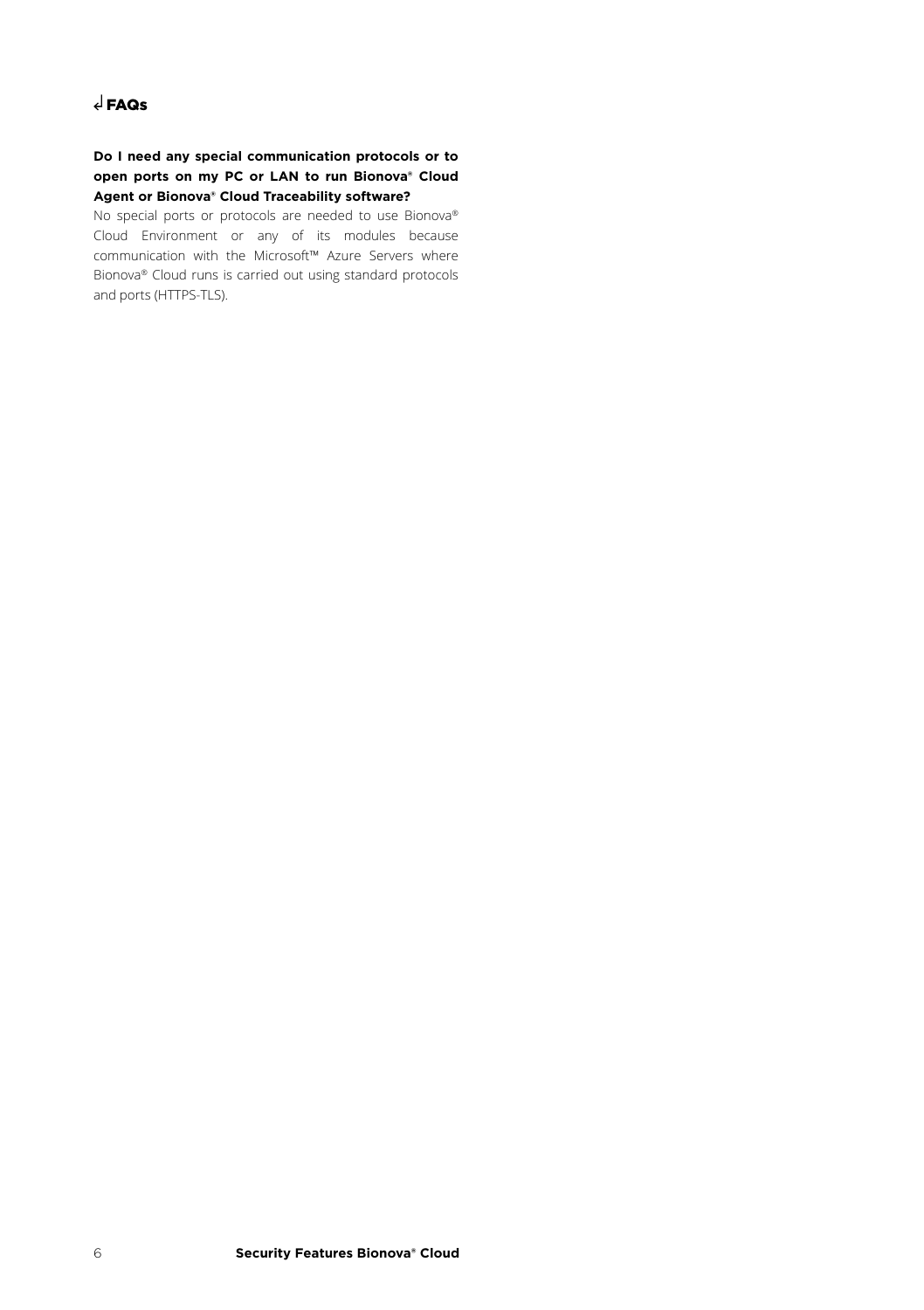## FAQs

**Do I need any special communication protocols or to open ports on my PC or LAN to run Bionova® Cloud Agent or Bionova® Cloud Traceability software?**

No special ports or protocols are needed to use Bionova® Cloud Environment or any of its modules because communication with the Microsoft™ Azure Servers where Bionova® Cloud runs is carried out using standard protocols and ports (HTTPS-TLS).